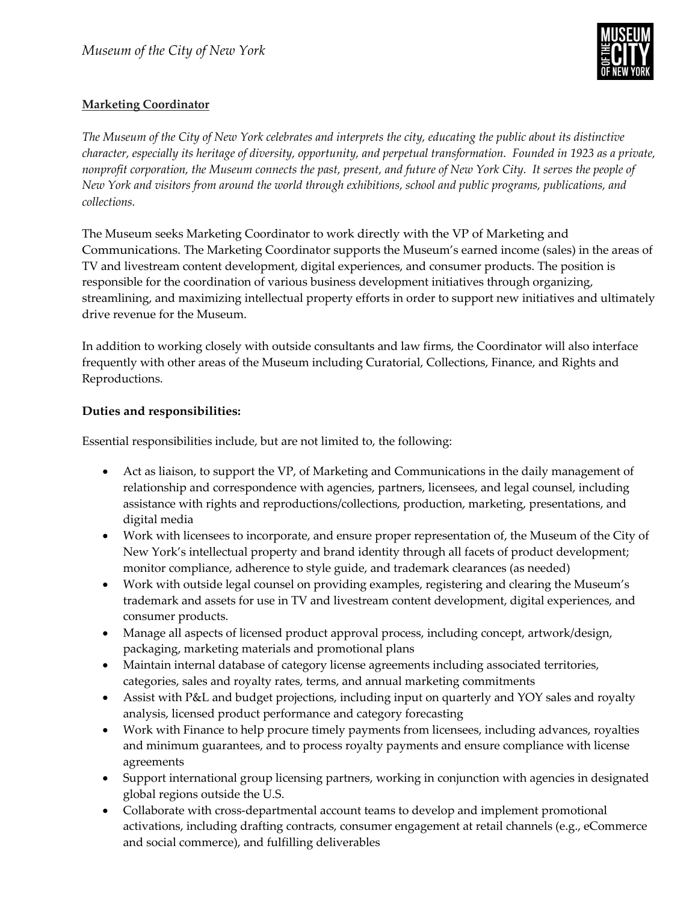*Museum of the City of New York*

**Marketing Coordinator**

*The Museum of the City of New York celebrates and interprets the city, educating the public about its distinctive character, especially its heritage of diversity, opportunity, and perpetual transformation. Founded in 1923 as a private, nonprofit corporation, the Museum connects the past, present, and future of New York City. It serves the people of New York and visitors from around the world through exhibitions, school and public programs, publications, and collections.*

The Museum seeks Marketing Coordinator to work directly with the VP of Marketing and Communications. The Marketing Coordinator supports the Museum's earned income (sales) in the areas of TV and livestream content development, digital experiences, and consumer products. The position is responsible for the coordination of various business development initiatives through organizing, streamlining, and maximizing intellectual property efforts in order to support new initiatives and ultimately drive revenue for the Museum.

In addition to working closely with outside consultants and law firms, the Coordinator will also interface frequently with other areas of the Museum including Curatorial, Collections, Finance, and Rights and Reproductions.

**Duties and responsibilities:**

Essential responsibilities include, but are not limited to, the following:

- Act as liaison, to support the VP, of Marketing and Communications in the daily management of relationship and correspondence with agencies, partners, licensees, and legal counsel, including assistance with rights and reproductions/collections, production, marketing, presentations, and digital media
- Work with licensees to incorporate, and ensure proper representation of, the Museum of the City of New York's intellectual property and brand identity through all facets of product development; monitor compliance, adherence to style guide, and trademark clearances (as needed)
- Work with outside legal counsel on providing examples, registering and clearing the Museum's trademark and assets for use in TV and livestream content development, digital experiences, and consumer products.
- Manage all aspects of licensed product approval process, including concept, artwork/design, packaging, marketing materials and promotional plans
- Maintain internal database of category license agreements including associated territories, categories, sales and royalty rates, terms, and annual marketing commitments
- Assist with P&L and budget projections, including input on quarterly and YOY sales and royalty analysis, licensed product performance and category forecasting
- Work with Finance to help procure timely payments from licensees, including advances, royalties and minimum guarantees, and to process royalty payments and ensure compliance with license agreements
- Support international group licensing partners, working in conjunction with agencies in designated global regions outside the U.S.
- Collaborate with cross-departmental account teams to develop and implement promotional activations, including drafting contracts, consumer engagement at retail channels (e.g., eCommerce and social commerce), and fulfilling deliverables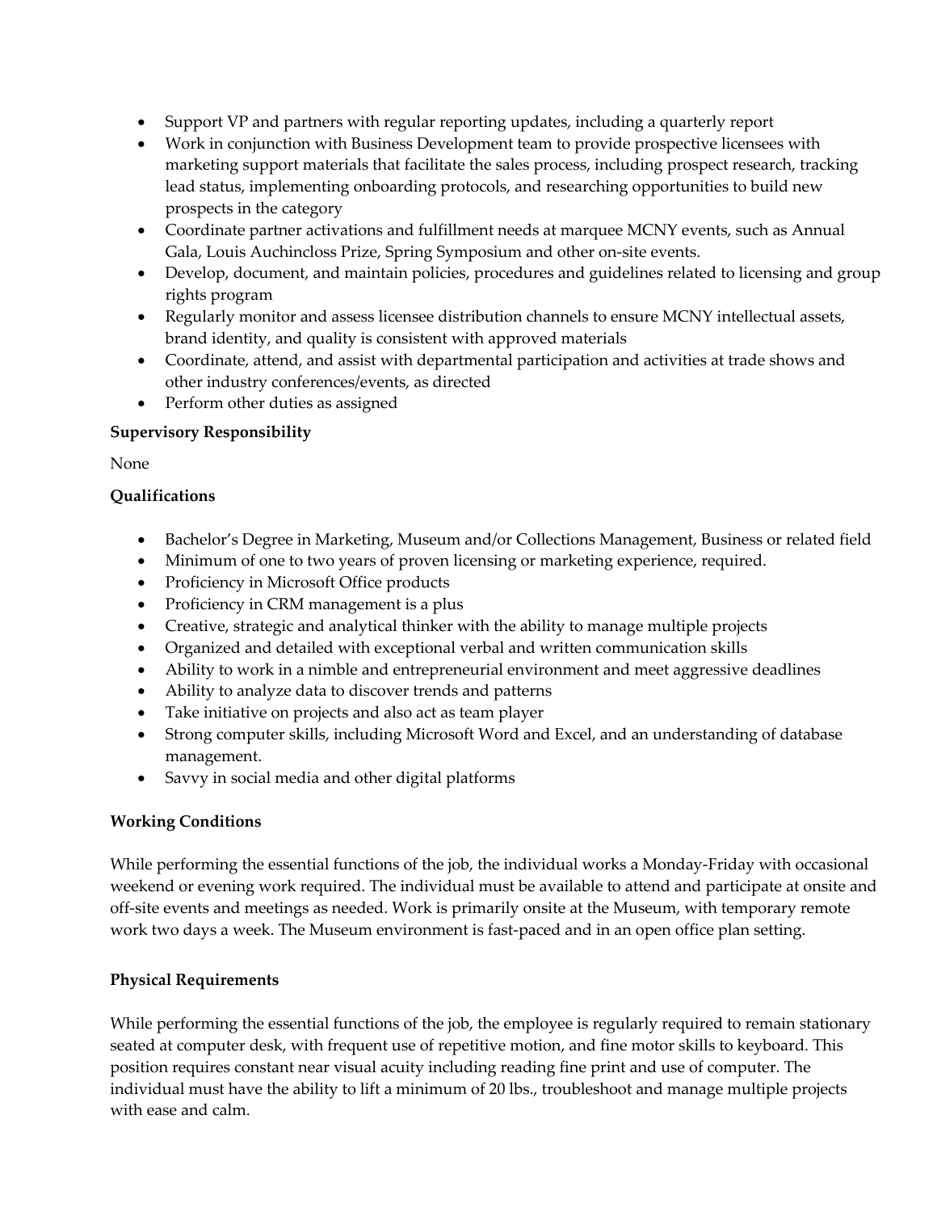- Support VP and partners with regular reporting updates, including a quarterly report
- Work in conjunction with Business Development team to provide prospective licensees with marketing support materials that facilitate the sales process, including prospect research, tracking lead status, implementing onboarding protocols, and researching opportunities to build new prospects in the category
- Coordinate partner activations and fulfillment needs at marquee MCNY events, such as Annual Gala, Louis Auchincloss Prize, Spring Symposium and other on-site events.
- Develop, document, and maintain policies, procedures and guidelines related to licensing and group rights program
- Regularly monitor and assess licensee distribution channels to ensure MCNY intellectual assets, brand identity, and quality is consistent with approved materials
- Coordinate, attend, and assist with departmental participation and activities at trade shows and other industry conferences/events, as directed
- Perform other duties as assigned

**Supervisory Responsibility**

None

**Qualifications**

- Bachelor's Degree in Marketing, Museum and/or Collections Management, Business or related field
- Minimum of one to two years of proven licensing or marketing experience, required.
- Proficiency in Microsoft Office products
- Proficiency in CRM management is a plus
- Creative, strategic and analytical thinker with the ability to manage multiple projects
- Organized and detailed with exceptional verbal and written communication skills
- Ability to work in a nimble and entrepreneurial environment and meet aggressive deadlines
- Ability to analyze data to discover trends and patterns
- Take initiative on projects and also act as team player
- Strong computer skills, including Microsoft Word and Excel, and an understanding of database management.
- Savvy in social media and other digital platforms

**Working Conditions**

While performing the essential functions of the job, the individual works a Monday-Friday with occasional weekend or evening work required. The individual must be available to attend and participate at onsite and off-site events and meetings as needed. Work is primarily onsite at the Museum, with temporary remote work two days a week. The Museum environment is fast-paced and in an open office plan setting.

**Physical Requirements**

While performing the essential functions of the job, the employee is regularly required to remain stationary seated at computer desk, with frequent use of repetitive motion, and fine motor skills to keyboard. This position requires constant near visual acuity including reading fine print and use of computer. The individual must have the ability to lift a minimum of 20 lbs., troubleshoot and manage multiple projects with ease and calm.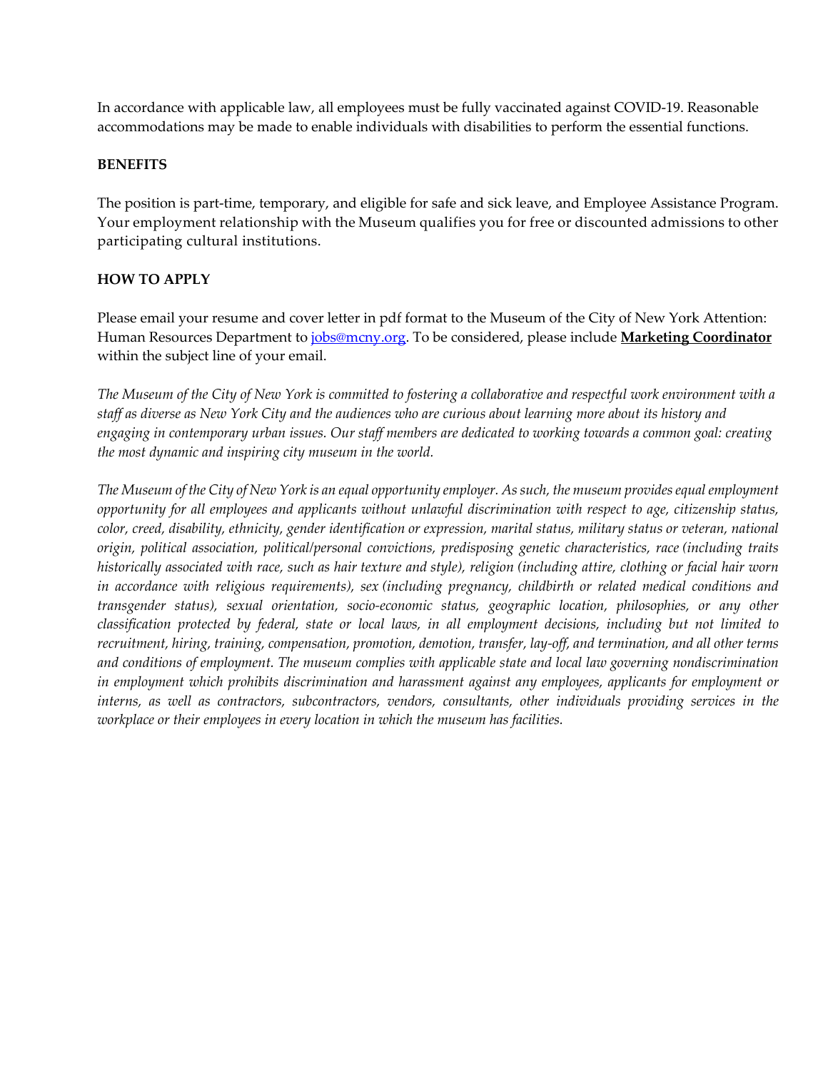In accordance with applicable law, all employees must be fully vaccinated against COVID-19. Reasonable accommodations may be made to enable individuals with disabilities to perform the essential functions.

**BENEFITS**

The position is part-time, temporary, and eligible for safe and sick leave, and Employee Assistance Program. Your employment relationship with the Museum qualifies you for free or discounted admissions to other participating cultural institutions.

**HOW TO APPLY**

Please email your resume and cover letter in pdf format to the Museum of the City of New York Attention: Human Resources Department to jobs@mcny.org. To be considered, please include **Marketing Coordinator** within the subject line of your email.

*The Museum of the City of New York is committed to fostering a collaborative and respectful work environment with a staff as diverse as New York City and the audiences who are curious about learning more about its history and engaging in contemporary urban issues. Our staff members are dedicated to working towards a common goal: creating the most dynamic and inspiring city museum in the world.*

*The Museum of the City of New York is an equal opportunity employer. As such, the museum provides equal employment opportunity for all employees and applicants without unlawful discrimination with respect to age, citizenship status, color, creed, disability, ethnicity, gender identification or expression, marital status, military status or veteran, national origin, political association, political/personal convictions, predisposing genetic characteristics, race (including traits historically associated with race, such as hair texture and style), religion (including attire, clothing or facial hair worn in accordance with religious requirements), sex (including pregnancy, childbirth or related medical conditions and transgender status), sexual orientation, socio-economic status, geographic location, philosophies, or any other classification protected by federal, state or local laws, in all employment decisions, including but not limited to recruitment, hiring, training, compensation, promotion, demotion, transfer, lay-off, and termination, and all other terms and conditions of employment. The museum complies with applicable state and local law governing nondiscrimination in employment which prohibits discrimination and harassment against any employees, applicants for employment or interns, as well as contractors, subcontractors, vendors, consultants, other individuals providing services in the workplace or their employees in every location in which the museum has facilities.*